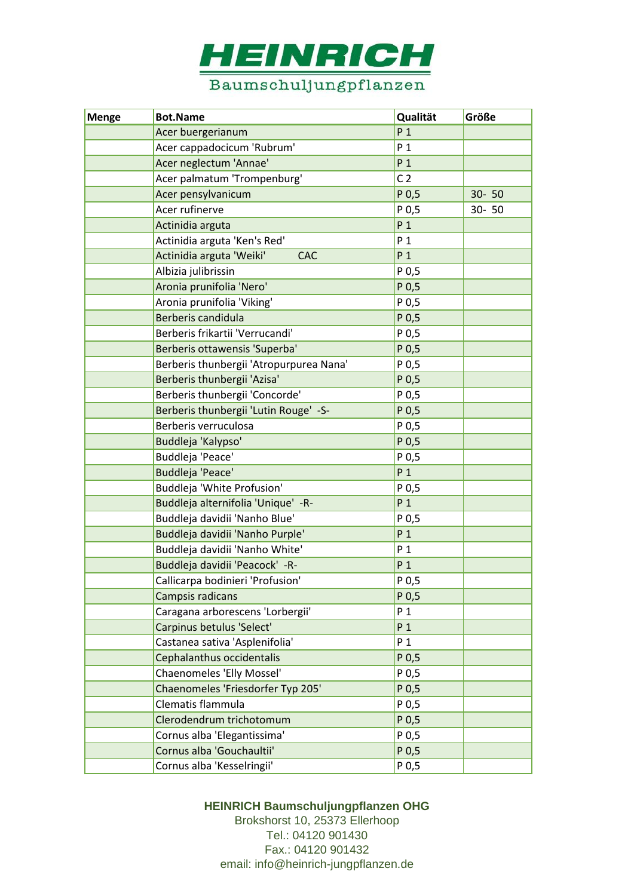# HEINRICH

Baumschuljungpflanzen

| Menge | Bot.Name | Qualität | Größe |
|---|---|---|---|
| | Acer buergerianum | P 1 | |
| | Acer cappadocicum 'Rubrum' | P 1 | |
| | Acer neglectum 'Annae' | P 1 | |
| | Acer palmatum 'Trompenburg' | C 2 | |
| | Acer pensylvanicum | P 0,5 | 30- 50 |
| | Acer rufinerve | P 0,5 | 30- 50 |
| | Actinidia arguta | P 1 | |
| | Actinidia arguta 'Ken's Red' | P 1 | |
| | Actinidia arguta 'Weiki' CAC | P 1 | |
| | Albizia julibrissin | P 0,5 | |
| | Aronia prunifolia 'Nero' | P 0,5 | |
| | Aronia prunifolia 'Viking' | P 0,5 | |
| | Berberis candidula | P 0,5 | |
| | Berberis frikartii 'Verrucandi' | P 0,5 | |
| | Berberis ottawensis 'Superba' | P 0,5 | |
| | Berberis thunbergii 'Atropurpurea Nana' | P 0,5 | |
| | Berberis thunbergii 'Azisa' | P 0,5 | |
| | Berberis thunbergii 'Concorde' | P 0,5 | |
| | Berberis thunbergii 'Lutin Rouge' -S- | P 0,5 | |
| | Berberis verruculosa | P 0,5 | |
| | Buddleja 'Kalypso' | P 0,5 | |
| | Buddleja 'Peace' | P 0,5 | |
| | Buddleja 'Peace' | P 1 | |
| | Buddleja 'White Profusion' | P 0,5 | |
| | Buddleja alternifolia 'Unique' -R- | P 1 | |
| | Buddleja davidii 'Nanho Blue' | P 0,5 | |
| | Buddleja davidii 'Nanho Purple' | P 1 | |
| | Buddleja davidii 'Nanho White' | P 1 | |
| | Buddleja davidii 'Peacock' -R- | P 1 | |
| | Callicarpa bodinieri 'Profusion' | P 0,5 | |
| | Campsis radicans | P 0,5 | |
| | Caragana arborescens 'Lorbergii' | P 1 | |
| | Carpinus betulus 'Select' | P 1 | |
| | Castanea sativa 'Asplenifolia' | P 1 | |
| | Cephalanthus occidentalis | P 0,5 | |
| | Chaenomeles 'Elly Mossel' | P 0,5 | |
| | Chaenomeles 'Friesdorfer Typ 205' | P 0,5 | |
| | Clematis flammula | P 0,5 | |
| | Clerodendrum trichotomum | P 0,5 | |
| | Cornus alba 'Elegantissima' | P 0,5 | |
| | Cornus alba 'Gouchaultii' | P 0,5 | |
| | Cornus alba 'Kesselringii' | P 0,5 | |

**HEINRICH Baumschuljungpflanzen OHG**
Brokshorst 10, 25373 Ellerhoop
Tel.: 04120 901430
Fax.: 04120 901432
email: info@heinrich-jungpflanzen.de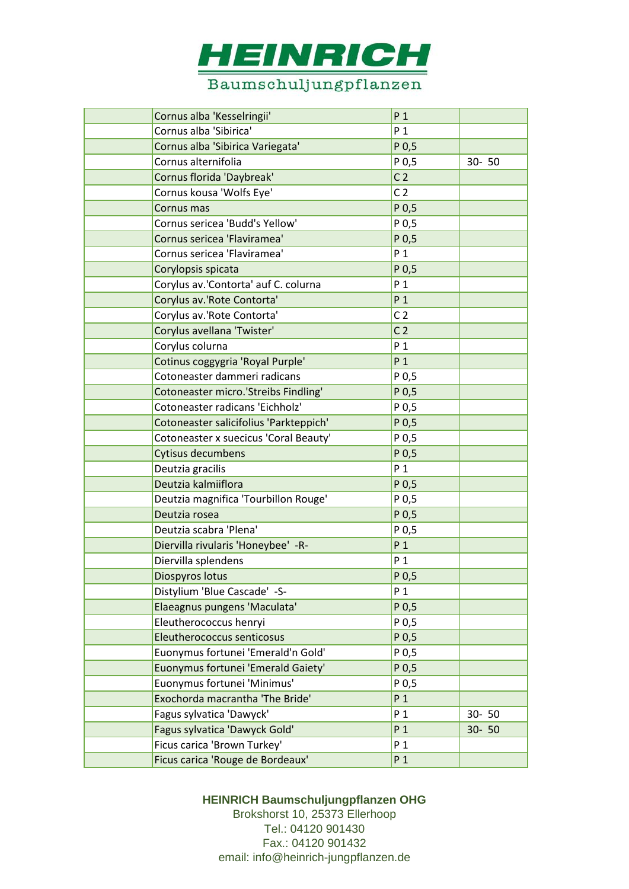# HEINRICH

Baumschuljungpflanzen

| | | | |
|---|---|---|---|
| | Cornus alba 'Kesselringii' | P 1 | |
| | Cornus alba 'Sibirica' | P 1 | |
| | Cornus alba 'Sibirica Variegata' | P 0,5 | |
| | Cornus alternifolia | P 0,5 | 30- 50 |
| | Cornus florida 'Daybreak' | C 2 | |
| | Cornus kousa 'Wolfs Eye' | C 2 | |
| | Cornus mas | P 0,5 | |
| | Cornus sericea 'Budd's Yellow' | P 0,5 | |
| | Cornus sericea 'Flaviramea' | P 0,5 | |
| | Cornus sericea 'Flaviramea' | P 1 | |
| | Corylopsis spicata | P 0,5 | |
| | Corylus av.'Contorta' auf C. colurna | P 1 | |
| | Corylus av.'Rote Contorta' | P 1 | |
| | Corylus av.'Rote Contorta' | C 2 | |
| | Corylus avellana 'Twister' | C 2 | |
| | Corylus colurna | P 1 | |
| | Cotinus coggygria 'Royal Purple' | P 1 | |
| | Cotoneaster dammeri radicans | P 0,5 | |
| | Cotoneaster micro.'Streibs Findling' | P 0,5 | |
| | Cotoneaster radicans 'Eichholz' | P 0,5 | |
| | Cotoneaster salicifolius 'Parkteppich' | P 0,5 | |
| | Cotoneaster x suecicus 'Coral Beauty' | P 0,5 | |
| | Cytisus decumbens | P 0,5 | |
| | Deutzia gracilis | P 1 | |
| | Deutzia kalmiiflora | P 0,5 | |
| | Deutzia magnifica 'Tourbillon Rouge' | P 0,5 | |
| | Deutzia rosea | P 0,5 | |
| | Deutzia scabra 'Plena' | P 0,5 | |
| | Diervilla rivularis 'Honeybee' -R- | P 1 | |
| | Diervilla splendens | P 1 | |
| | Diospyros lotus | P 0,5 | |
| | Distylium 'Blue Cascade' -S- | P 1 | |
| | Elaeagnus pungens 'Maculata' | P 0,5 | |
| | Eleutherococcus henryi | P 0,5 | |
| | Eleutherococcus senticosus | P 0,5 | |
| | Euonymus fortunei 'Emerald'n Gold' | P 0,5 | |
| | Euonymus fortunei 'Emerald Gaiety' | P 0,5 | |
| | Euonymus fortunei 'Minimus' | P 0,5 | |
| | Exochorda macrantha 'The Bride' | P 1 | |
| | Fagus sylvatica 'Dawyck' | P 1 | 30- 50 |
| | Fagus sylvatica 'Dawyck Gold' | P 1 | 30- 50 |
| | Ficus carica 'Brown Turkey' | P 1 | |
| | Ficus carica 'Rouge de Bordeaux' | P 1 | |

**HEINRICH Baumschuljungpflanzen OHG**
Brokshorst 10, 25373 Ellerhoop
Tel.: 04120 901430
Fax.: 04120 901432
email: info@heinrich-jungpflanzen.de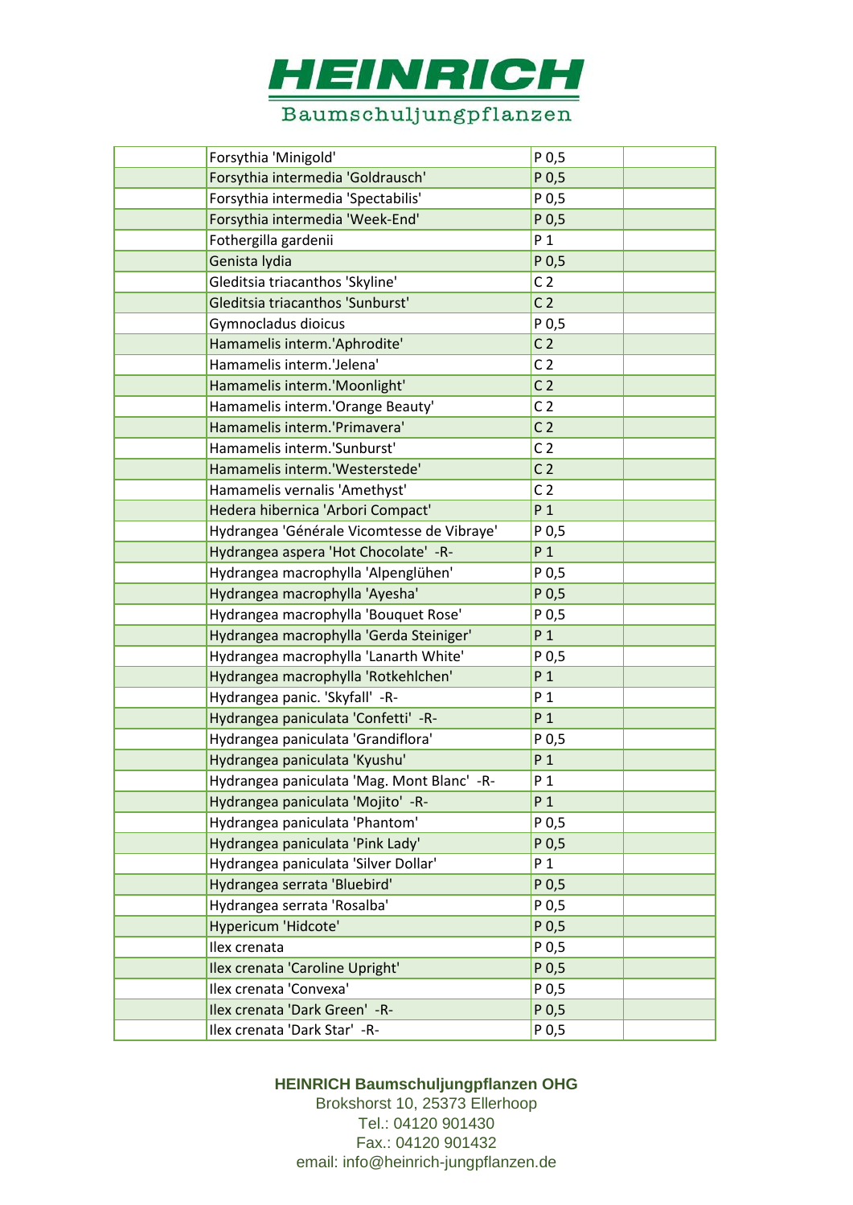# HEINRICH

Baumschuljungpflanzen

| | | | |
|---|---|---|---|
| | Forsythia 'Minigold' | P 0,5 | |
| | Forsythia intermedia 'Goldrausch' | P 0,5 | |
| | Forsythia intermedia 'Spectabilis' | P 0,5 | |
| | Forsythia intermedia 'Week-End' | P 0,5 | |
| | Fothergilla gardenii | P 1 | |
| | Genista lydia | P 0,5 | |
| | Gleditsia triacanthos 'Skyline' | C 2 | |
| | Gleditsia triacanthos 'Sunburst' | C 2 | |
| | Gymnocladus dioicus | P 0,5 | |
| | Hamamelis interm.'Aphrodite' | C 2 | |
| | Hamamelis interm.'Jelena' | C 2 | |
| | Hamamelis interm.'Moonlight' | C 2 | |
| | Hamamelis interm.'Orange Beauty' | C 2 | |
| | Hamamelis interm.'Primavera' | C 2 | |
| | Hamamelis interm.'Sunburst' | C 2 | |
| | Hamamelis interm.'Westerstede' | C 2 | |
| | Hamamelis vernalis 'Amethyst' | C 2 | |
| | Hedera hibernica 'Arbori Compact' | P 1 | |
| | Hydrangea 'Générale Vicomtesse de Vibraye' | P 0,5 | |
| | Hydrangea aspera 'Hot Chocolate' -R- | P 1 | |
| | Hydrangea macrophylla 'Alpenglühen' | P 0,5 | |
| | Hydrangea macrophylla 'Ayesha' | P 0,5 | |
| | Hydrangea macrophylla 'Bouquet Rose' | P 0,5 | |
| | Hydrangea macrophylla 'Gerda Steiniger' | P 1 | |
| | Hydrangea macrophylla 'Lanarth White' | P 0,5 | |
| | Hydrangea macrophylla 'Rotkehlchen' | P 1 | |
| | Hydrangea panic. 'Skyfall' -R- | P 1 | |
| | Hydrangea paniculata 'Confetti' -R- | P 1 | |
| | Hydrangea paniculata 'Grandiflora' | P 0,5 | |
| | Hydrangea paniculata 'Kyushu' | P 1 | |
| | Hydrangea paniculata 'Mag. Mont Blanc' -R- | P 1 | |
| | Hydrangea paniculata 'Mojito' -R- | P 1 | |
| | Hydrangea paniculata 'Phantom' | P 0,5 | |
| | Hydrangea paniculata 'Pink Lady' | P 0,5 | |
| | Hydrangea paniculata 'Silver Dollar' | P 1 | |
| | Hydrangea serrata 'Bluebird' | P 0,5 | |
| | Hydrangea serrata 'Rosalba' | P 0,5 | |
| | Hypericum 'Hidcote' | P 0,5 | |
| | Ilex crenata | P 0,5 | |
| | Ilex crenata 'Caroline Upright' | P 0,5 | |
| | Ilex crenata 'Convexa' | P 0,5 | |
| | Ilex crenata 'Dark Green' -R- | P 0,5 | |
| | Ilex crenata 'Dark Star' -R- | P 0,5 | |

**HEINRICH Baumschuljungpflanzen OHG**
Brokshorst 10, 25373 Ellerhoop
Tel.: 04120 901430
Fax.: 04120 901432
email: info@heinrich-jungpflanzen.de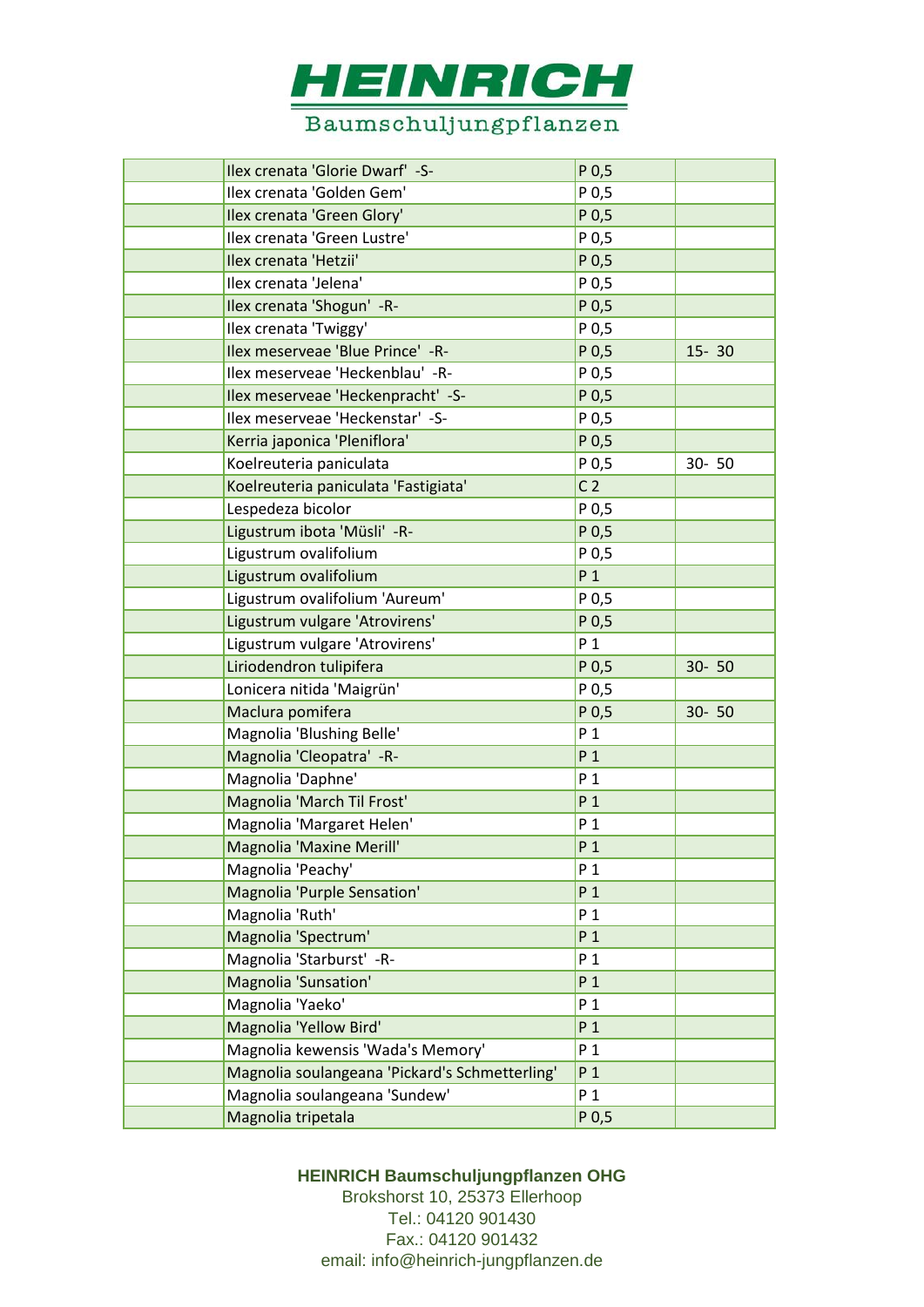# HEINRICH

Baumschuljungpflanzen

| | | | |
|---|---|---|---|
| | Ilex crenata 'Glorie Dwarf' -S- | P 0,5 | |
| | Ilex crenata 'Golden Gem' | P 0,5 | |
| | Ilex crenata 'Green Glory' | P 0,5 | |
| | Ilex crenata 'Green Lustre' | P 0,5 | |
| | Ilex crenata 'Hetzii' | P 0,5 | |
| | Ilex crenata 'Jelena' | P 0,5 | |
| | Ilex crenata 'Shogun' -R- | P 0,5 | |
| | Ilex crenata 'Twiggy' | P 0,5 | |
| | Ilex meserveae 'Blue Prince' -R- | P 0,5 | 15- 30 |
| | Ilex meserveae 'Heckenblau' -R- | P 0,5 | |
| | Ilex meserveae 'Heckenpracht' -S- | P 0,5 | |
| | Ilex meserveae 'Heckenstar' -S- | P 0,5 | |
| | Kerria japonica 'Pleniflora' | P 0,5 | |
| | Koelreuteria paniculata | P 0,5 | 30- 50 |
| | Koelreuteria paniculata 'Fastigiata' | C 2 | |
| | Lespedeza bicolor | P 0,5 | |
| | Ligustrum ibota 'Müsli' -R- | P 0,5 | |
| | Ligustrum ovalifolium | P 0,5 | |
| | Ligustrum ovalifolium | P 1 | |
| | Ligustrum ovalifolium 'Aureum' | P 0,5 | |
| | Ligustrum vulgare 'Atrovirens' | P 0,5 | |
| | Ligustrum vulgare 'Atrovirens' | P 1 | |
| | Liriodendron tulipifera | P 0,5 | 30- 50 |
| | Lonicera nitida 'Maigrün' | P 0,5 | |
| | Maclura pomifera | P 0,5 | 30- 50 |
| | Magnolia 'Blushing Belle' | P 1 | |
| | Magnolia 'Cleopatra' -R- | P 1 | |
| | Magnolia 'Daphne' | P 1 | |
| | Magnolia 'March Til Frost' | P 1 | |
| | Magnolia 'Margaret Helen' | P 1 | |
| | Magnolia 'Maxine Merill' | P 1 | |
| | Magnolia 'Peachy' | P 1 | |
| | Magnolia 'Purple Sensation' | P 1 | |
| | Magnolia 'Ruth' | P 1 | |
| | Magnolia 'Spectrum' | P 1 | |
| | Magnolia 'Starburst' -R- | P 1 | |
| | Magnolia 'Sunsation' | P 1 | |
| | Magnolia 'Yaeko' | P 1 | |
| | Magnolia 'Yellow Bird' | P 1 | |
| | Magnolia kewensis 'Wada's Memory' | P 1 | |
| | Magnolia soulangeana 'Pickard's Schmetterling' | P 1 | |
| | Magnolia soulangeana 'Sundew' | P 1 | |
| | Magnolia tripetala | P 0,5 | |

**HEINRICH Baumschuljungpflanzen OHG**
Brokshorst 10, 25373 Ellerhoop
Tel.: 04120 901430
Fax.: 04120 901432
email: info@heinrich-jungpflanzen.de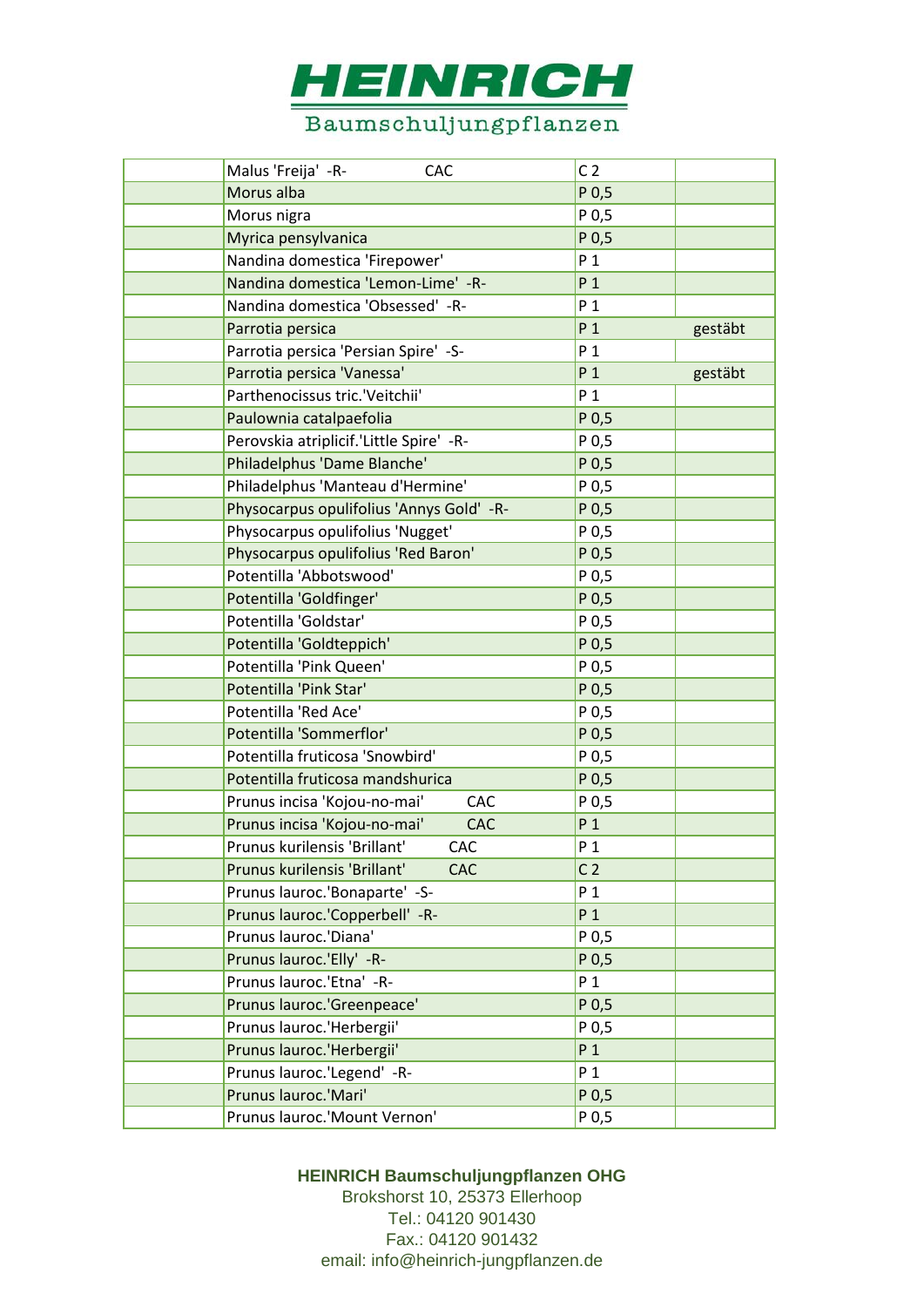# HEINRICH

Baumschuljungpflanzen

| | | | |
|---|---|---|---|
| | Malus 'Freija' -R- CAC | C 2 | |
| | Morus alba | P 0,5 | |
| | Morus nigra | P 0,5 | |
| | Myrica pensylvanica | P 0,5 | |
| | Nandina domestica 'Firepower' | P 1 | |
| | Nandina domestica 'Lemon-Lime' -R- | P 1 | |
| | Nandina domestica 'Obsessed' -R- | P 1 | |
| | Parrotia persica | P 1 | gestäbt |
| | Parrotia persica 'Persian Spire' -S- | P 1 | |
| | Parrotia persica 'Vanessa' | P 1 | gestäbt |
| | Parthenocissus tric.'Veitchii' | P 1 | |
| | Paulownia catalpaefolia | P 0,5 | |
| | Perovskia atriplicif.'Little Spire' -R- | P 0,5 | |
| | Philadelphus 'Dame Blanche' | P 0,5 | |
| | Philadelphus 'Manteau d'Hermine' | P 0,5 | |
| | Physocarpus opulifolius 'Annys Gold' -R- | P 0,5 | |
| | Physocarpus opulifolius 'Nugget' | P 0,5 | |
| | Physocarpus opulifolius 'Red Baron' | P 0,5 | |
| | Potentilla 'Abbotswood' | P 0,5 | |
| | Potentilla 'Goldfinger' | P 0,5 | |
| | Potentilla 'Goldstar' | P 0,5 | |
| | Potentilla 'Goldteppich' | P 0,5 | |
| | Potentilla 'Pink Queen' | P 0,5 | |
| | Potentilla 'Pink Star' | P 0,5 | |
| | Potentilla 'Red Ace' | P 0,5 | |
| | Potentilla 'Sommerflor' | P 0,5 | |
| | Potentilla fruticosa 'Snowbird' | P 0,5 | |
| | Potentilla fruticosa mandshurica | P 0,5 | |
| | Prunus incisa 'Kojou-no-mai' CAC | P 0,5 | |
| | Prunus incisa 'Kojou-no-mai' CAC | P 1 | |
| | Prunus kurilensis 'Brillant' CAC | P 1 | |
| | Prunus kurilensis 'Brillant' CAC | C 2 | |
| | Prunus lauroc.'Bonaparte' -S- | P 1 | |
| | Prunus lauroc.'Copperbell' -R- | P 1 | |
| | Prunus lauroc.'Diana' | P 0,5 | |
| | Prunus lauroc.'Elly' -R- | P 0,5 | |
| | Prunus lauroc.'Etna' -R- | P 1 | |
| | Prunus lauroc.'Greenpeace' | P 0,5 | |
| | Prunus lauroc.'Herbergii' | P 0,5 | |
| | Prunus lauroc.'Herbergii' | P 1 | |
| | Prunus lauroc.'Legend' -R- | P 1 | |
| | Prunus lauroc.'Mari' | P 0,5 | |
| | Prunus lauroc.'Mount Vernon' | P 0,5 | |

**HEINRICH Baumschuljungpflanzen OHG**
Brokshorst 10, 25373 Ellerhoop
Tel.: 04120 901430
Fax.: 04120 901432
email: info@heinrich-jungpflanzen.de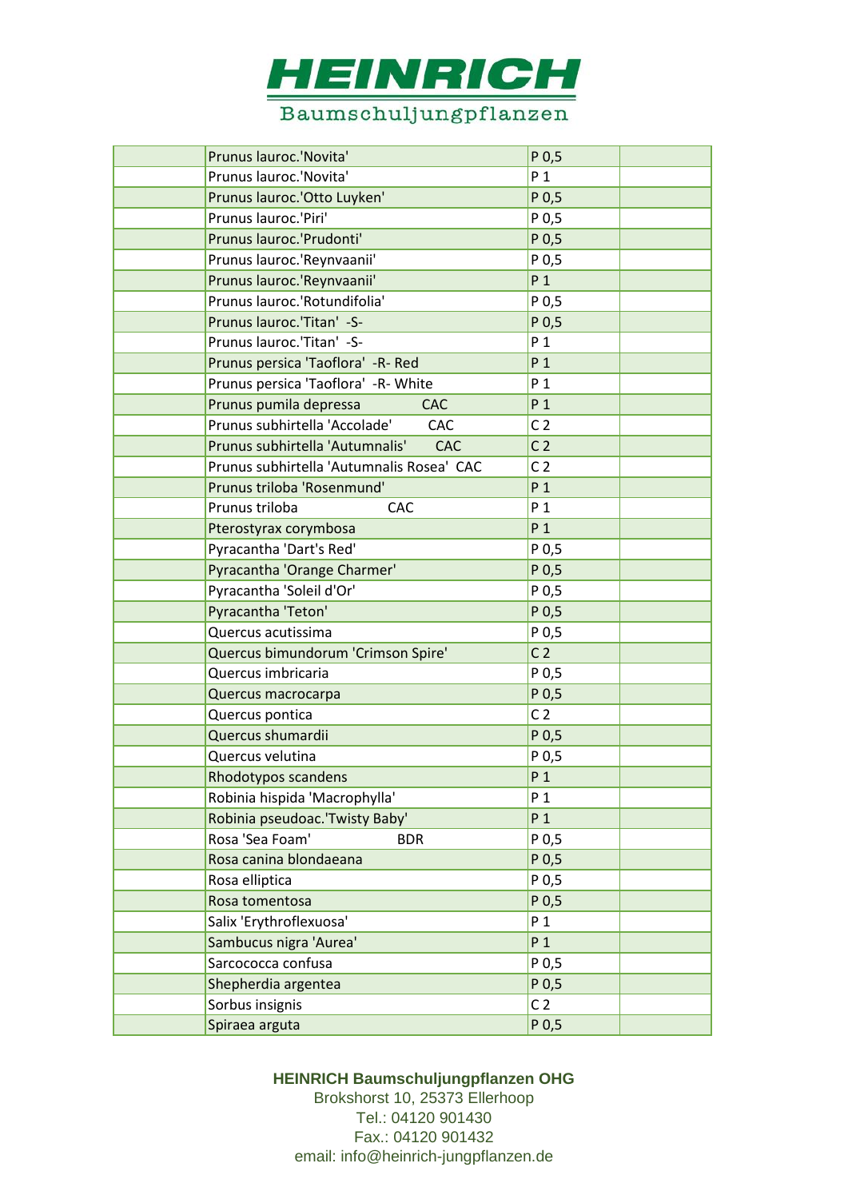# HEINRICH

Baumschuljungpflanzen

| | | | |
|---|---|---|---|
| | Prunus lauroc.'Novita' | P 0,5 | |
| | Prunus lauroc.'Novita' | P 1 | |
| | Prunus lauroc.'Otto Luyken' | P 0,5 | |
| | Prunus lauroc.'Piri' | P 0,5 | |
| | Prunus lauroc.'Prudonti' | P 0,5 | |
| | Prunus lauroc.'Reynvaanii' | P 0,5 | |
| | Prunus lauroc.'Reynvaanii' | P 1 | |
| | Prunus lauroc.'Rotundifolia' | P 0,5 | |
| | Prunus lauroc.'Titan' -S- | P 0,5 | |
| | Prunus lauroc.'Titan' -S- | P 1 | |
| | Prunus persica 'Taoflora' -R- Red | P 1 | |
| | Prunus persica 'Taoflora' -R- White | P 1 | |
| | Prunus pumila depressa CAC | P 1 | |
| | Prunus subhirtella 'Accolade' CAC | C 2 | |
| | Prunus subhirtella 'Autumnalis' CAC | C 2 | |
| | Prunus subhirtella 'Autumnalis Rosea' CAC | C 2 | |
| | Prunus triloba 'Rosenmund' | P 1 | |
| | Prunus triloba CAC | P 1 | |
| | Pterostyrax corymbosa | P 1 | |
| | Pyracantha 'Dart's Red' | P 0,5 | |
| | Pyracantha 'Orange Charmer' | P 0,5 | |
| | Pyracantha 'Soleil d'Or' | P 0,5 | |
| | Pyracantha 'Teton' | P 0,5 | |
| | Quercus acutissima | P 0,5 | |
| | Quercus bimundorum 'Crimson Spire' | C 2 | |
| | Quercus imbricaria | P 0,5 | |
| | Quercus macrocarpa | P 0,5 | |
| | Quercus pontica | C 2 | |
| | Quercus shumardii | P 0,5 | |
| | Quercus velutina | P 0,5 | |
| | Rhodotypos scandens | P 1 | |
| | Robinia hispida 'Macrophylla' | P 1 | |
| | Robinia pseudoac.'Twisty Baby' | P 1 | |
| | Rosa 'Sea Foam' BDR | P 0,5 | |
| | Rosa canina blondaeana | P 0,5 | |
| | Rosa elliptica | P 0,5 | |
| | Rosa tomentosa | P 0,5 | |
| | Salix 'Erythroflexuosa' | P 1 | |
| | Sambucus nigra 'Aurea' | P 1 | |
| | Sarcococca confusa | P 0,5 | |
| | Shepherdia argentea | P 0,5 | |
| | Sorbus insignis | C 2 | |
| | Spiraea arguta | P 0,5 | |

**HEINRICH Baumschuljungpflanzen OHG**
Brokshorst 10, 25373 Ellerhoop
Tel.: 04120 901430
Fax.: 04120 901432
email: info@heinrich-jungpflanzen.de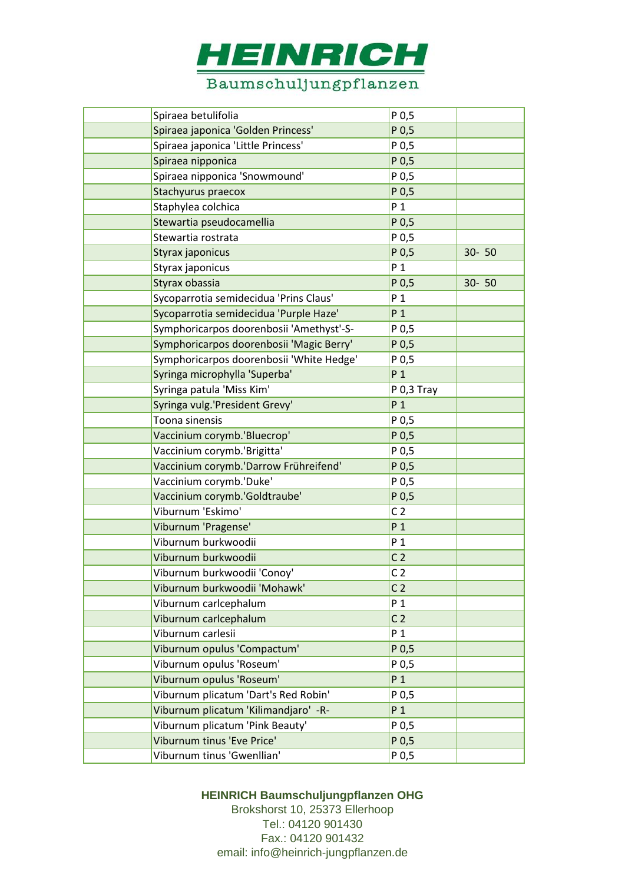# HEINRICH

Baumschuljungpflanzen

| | | | |
|---|---|---|---|
| | Spiraea betulifolia | P 0,5 | |
| | Spiraea japonica 'Golden Princess' | P 0,5 | |
| | Spiraea japonica 'Little Princess' | P 0,5 | |
| | Spiraea nipponica | P 0,5 | |
| | Spiraea nipponica 'Snowmound' | P 0,5 | |
| | Stachyurus praecox | P 0,5 | |
| | Staphylea colchica | P 1 | |
| | Stewartia pseudocamellia | P 0,5 | |
| | Stewartia rostrata | P 0,5 | |
| | Styrax japonicus | P 0,5 | 30- 50 |
| | Styrax japonicus | P 1 | |
| | Styrax obassia | P 0,5 | 30- 50 |
| | Sycoparrotia semidecidua 'Prins Claus' | P 1 | |
| | Sycoparrotia semidecidua 'Purple Haze' | P 1 | |
| | Symphoricarpos doorenbosii 'Amethyst'-S- | P 0,5 | |
| | Symphoricarpos doorenbosii 'Magic Berry' | P 0,5 | |
| | Symphoricarpos doorenbosii 'White Hedge' | P 0,5 | |
| | Syringa microphylla 'Superba' | P 1 | |
| | Syringa patula 'Miss Kim' | P 0,3 Tray | |
| | Syringa vulg.'President Grevy' | P 1 | |
| | Toona sinensis | P 0,5 | |
| | Vaccinium corymb.'Bluecrop' | P 0,5 | |
| | Vaccinium corymb.'Brigitta' | P 0,5 | |
| | Vaccinium corymb.'Darrow Frühreifend' | P 0,5 | |
| | Vaccinium corymb.'Duke' | P 0,5 | |
| | Vaccinium corymb.'Goldtraube' | P 0,5 | |
| | Viburnum 'Eskimo' | C 2 | |
| | Viburnum 'Pragense' | P 1 | |
| | Viburnum burkwoodii | P 1 | |
| | Viburnum burkwoodii | C 2 | |
| | Viburnum burkwoodii 'Conoy' | C 2 | |
| | Viburnum burkwoodii 'Mohawk' | C 2 | |
| | Viburnum carlcephalum | P 1 | |
| | Viburnum carlcephalum | C 2 | |
| | Viburnum carlesii | P 1 | |
| | Viburnum opulus 'Compactum' | P 0,5 | |
| | Viburnum opulus 'Roseum' | P 0,5 | |
| | Viburnum opulus 'Roseum' | P 1 | |
| | Viburnum plicatum 'Dart's Red Robin' | P 0,5 | |
| | Viburnum plicatum 'Kilimandjaro' -R- | P 1 | |
| | Viburnum plicatum 'Pink Beauty' | P 0,5 | |
| | Viburnum tinus 'Eve Price' | P 0,5 | |
| | Viburnum tinus 'Gwenllian' | P 0,5 | |

**HEINRICH Baumschuljungpflanzen OHG**
Brokshorst 10, 25373 Ellerhoop
Tel.: 04120 901430
Fax.: 04120 901432
email: info@heinrich-jungpflanzen.de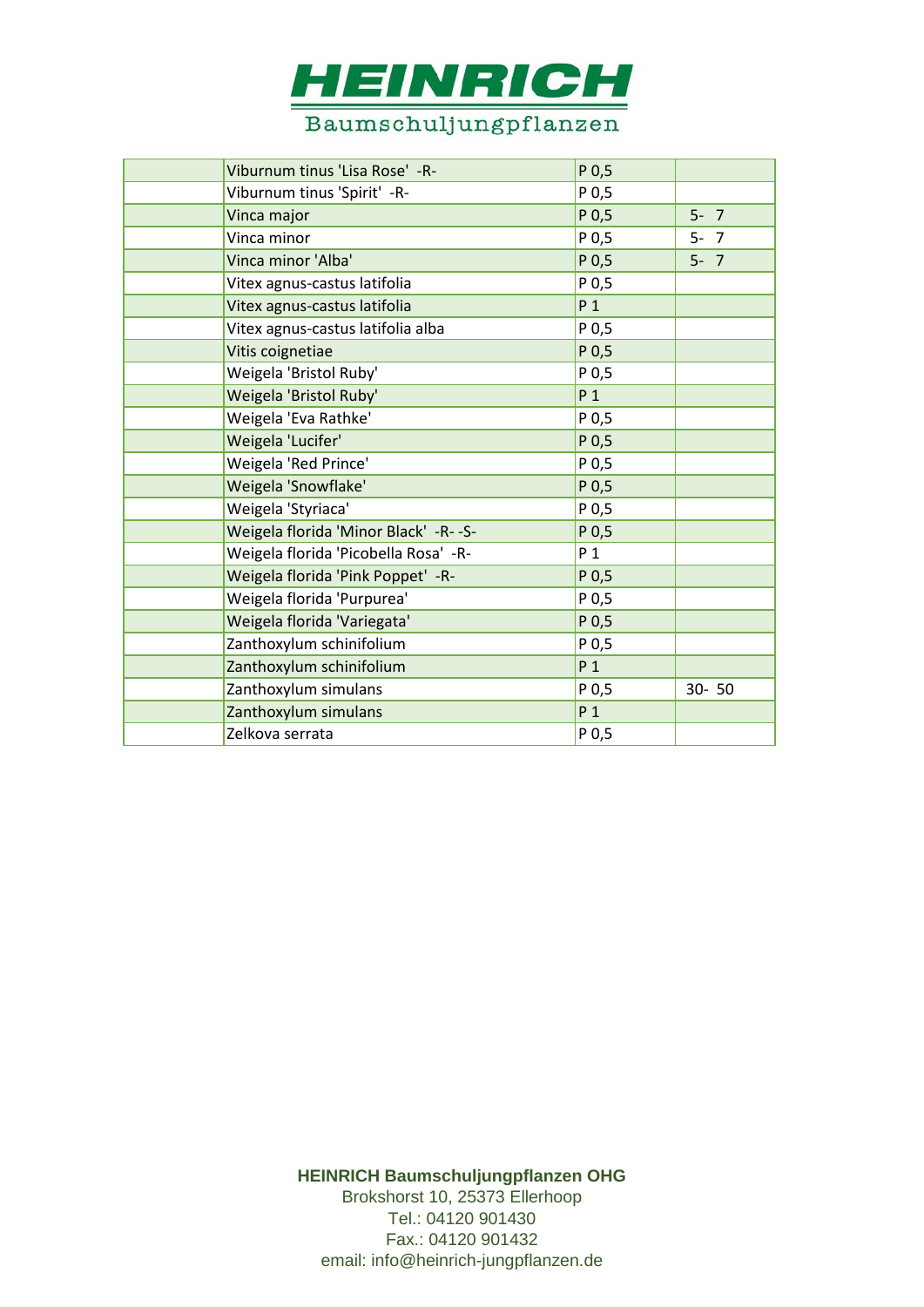# HEINRICH

Baumschuljungpflanzen

| | | | |
|---|---|---|---|
| | Viburnum tinus 'Lisa Rose' -R- | P 0,5 | |
| | Viburnum tinus 'Spirit' -R- | P 0,5 | |
| | Vinca major | P 0,5 | 5- 7 |
| | Vinca minor | P 0,5 | 5- 7 |
| | Vinca minor 'Alba' | P 0,5 | 5- 7 |
| | Vitex agnus-castus latifolia | P 0,5 | |
| | Vitex agnus-castus latifolia | P 1 | |
| | Vitex agnus-castus latifolia alba | P 0,5 | |
| | Vitis coignetiae | P 0,5 | |
| | Weigela 'Bristol Ruby' | P 0,5 | |
| | Weigela 'Bristol Ruby' | P 1 | |
| | Weigela 'Eva Rathke' | P 0,5 | |
| | Weigela 'Lucifer' | P 0,5 | |
| | Weigela 'Red Prince' | P 0,5 | |
| | Weigela 'Snowflake' | P 0,5 | |
| | Weigela 'Styriaca' | P 0,5 | |
| | Weigela florida 'Minor Black' -R- -S- | P 0,5 | |
| | Weigela florida 'Picobella Rosa' -R- | P 1 | |
| | Weigela florida 'Pink Poppet' -R- | P 0,5 | |
| | Weigela florida 'Purpurea' | P 0,5 | |
| | Weigela florida 'Variegata' | P 0,5 | |
| | Zanthoxylum schinifolium | P 0,5 | |
| | Zanthoxylum schinifolium | P 1 | |
| | Zanthoxylum simulans | P 0,5 | 30- 50 |
| | Zanthoxylum simulans | P 1 | |
| | Zelkova serrata | P 0,5 | |

**HEINRICH Baumschuljungpflanzen OHG**
Brokshorst 10, 25373 Ellerhoop
Tel.: 04120 901430
Fax.: 04120 901432
email: info@heinrich-jungpflanzen.de